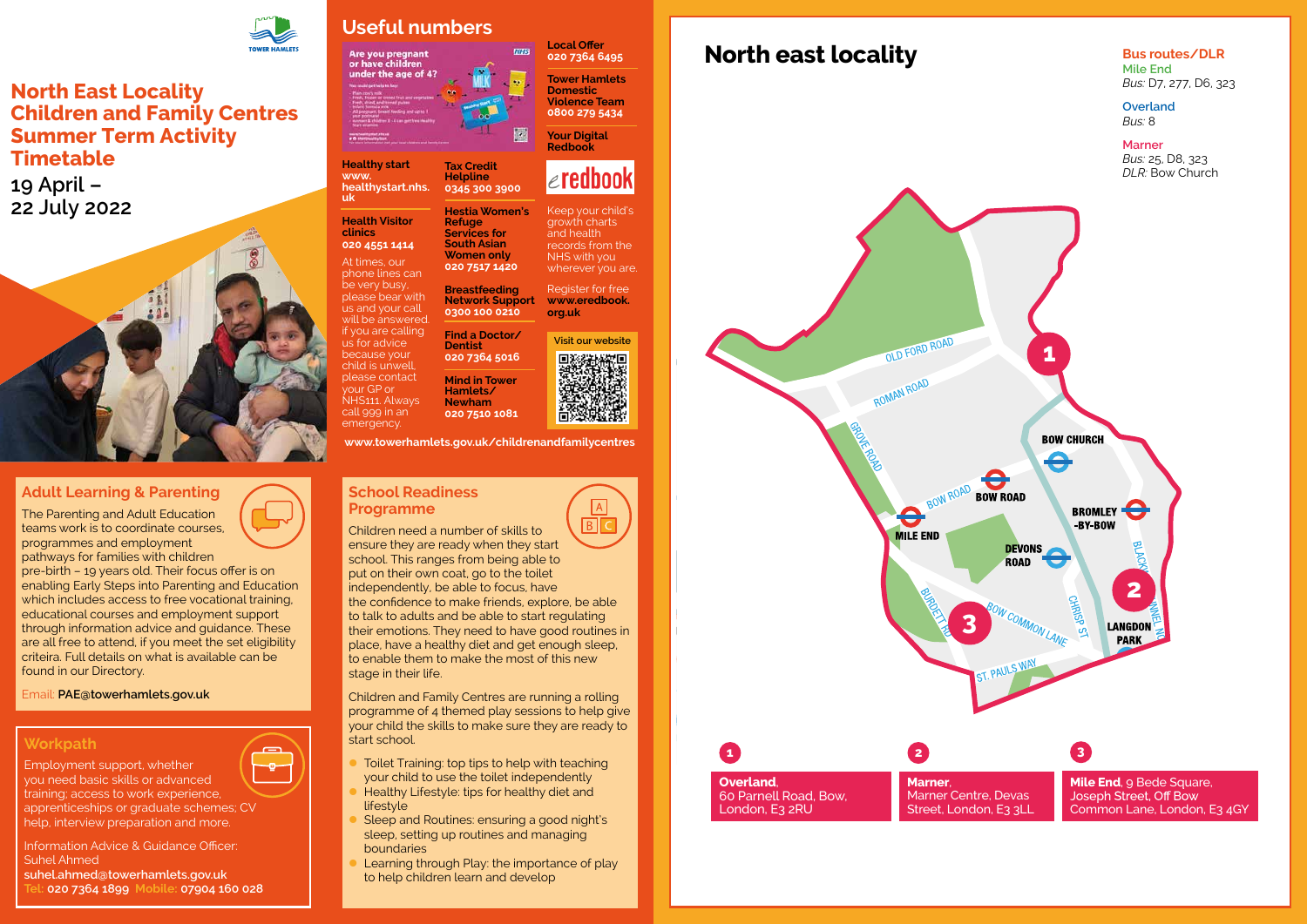# North East Locality Children and Family Centres Summer Term Activity Timetable

19 April – 22 July 2022

## Adult Learning & Parenting

The Parenting and Adult Education teams work is to coordinate courses, programmes and employment pathways for families with children pre-birth – 19 years old. Their focus offer is on enabling Early Steps into Parenting and Education which includes access to free vocational training, educational courses and employment support through information advice and guidance. These are all free to attend, if you meet the set eligibility criteria. Full details on what is available can be found in our Directory.

Email: **PAE@towerhamlets.gov.uk**

## Workpath

Employment support, whether you need basic skills or advanced training; access to work experience, apprenticeships or graduate schemes; CV help, interview preparation and more.

Information Advice & Guidance Officer: Suhel Ahmed
**suhel.ahmed@towerhamlets.gov.uk**
Tel: **020 7364 1899** Mobile: **07904 160 028**

## Useful numbers

Are you pregnant or have children under the age of 4?

**Healthy start**
**www.healthystart.nhs.uk**

**Health Visitor clinics**
**020 4551 1414**

At times, our phone lines can be very busy, please bear with us and your call will be answered. If you are calling us for advice because your child is unwell, please contact your GP or NHS111. Always call 999 in an emergency.

**Tax Credit Helpline**
**0345 300 3900**

**Hestia Women's Refuge Services for South Asian Women only**
**020 7517 1420**

**Breastfeeding Network Support**
**0300 100 0210**

**Find a Doctor/ Dentist**
**020 7364 5016**

**Mind in Tower Hamlets/ Newham**
**020 7510 1081**

**Local Offer**
**020 7364 6495**

**Tower Hamlets Domestic Violence Team**
**0800 279 5434**

**Your Digital Redbook**

eredbook

Keep your child's growth charts and health records from the NHS with you wherever you are.

Register for free **www.eredbook.org.uk**

Visit our website

**www.towerhamlets.gov.uk/childrenandfamilycentres**

## School Readiness Programme

Children need a number of skills to ensure they are ready when they start school. This ranges from being able to put on their own coat, go to the toilet independently, be able to focus, have the confidence to make friends, explore, be able to talk to adults and be able to start regulating their emotions. They need to have good routines in place, have a healthy diet and get enough sleep, to enable them to make the most of this new stage in their life.

Children and Family Centres are running a rolling programme of 4 themed play sessions to help give your child the skills to make sure they are ready to start school.

- Toilet Training: top tips to help with teaching your child to use the toilet independently
- Healthy Lifestyle: tips for healthy diet and lifestyle
- Sleep and Routines: ensuring a good night's sleep, setting up routines and managing boundaries
- Learning through Play: the importance of play to help children learn and develop

## North east locality

**Bus routes/DLR**

**Mile End**
*Bus:* D7, 277, D6, 323

**Overland**
*Bus:* 8

**Marner**
*Bus:* 25, D8, 323
*DLR:* Bow Church

1 — **Overland**, 60 Parnell Road, Bow, London, E3 2RU

2 — **Marner**, Marner Centre, Devas Street, London, E3 3LL

3 — **Mile End**, 9 Bede Square, Joseph Street, Off Bow Common Lane, London, E3 4GY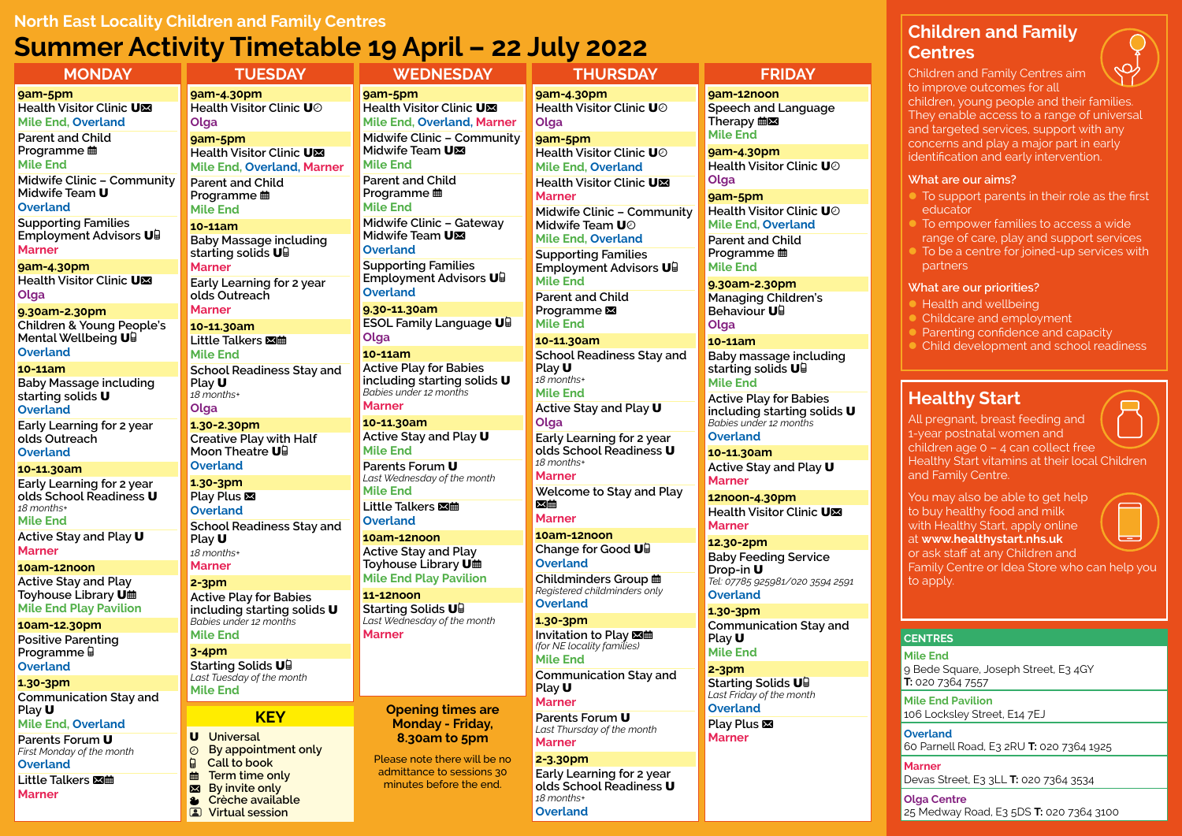North East Locality Children and Family Centres

# Summer Activity Timetable 19 April – 22 July 2022

## MONDAY

**9am-5pm**
Health Visitor Clinic U ✉
Mile End, Overland

Parent and Child Programme 📅
Mile End

Midwife Clinic – Community Midwife Team U
Overland

Supporting Families Employment Advisors U 📱
Marner

**9am-4.30pm**
Health Visitor Clinic U ✉
Olga

**9.30am-2.30pm**
Children & Young People's Mental Wellbeing U 📱
Overland

**10-11am**
Baby Massage including starting solids U
Overland

Early Learning for 2 year olds Outreach
Overland

**10-11.30am**
Early Learning for 2 year olds School Readiness U
*18 months+*
Mile End

Active Stay and Play U
Marner

**10am-12noon**
Active Stay and Play Toyhouse Library U 📅
Mile End Play Pavilion

**10am-12.30pm**
Positive Parenting Programme 📱
Overland

**1.30-3pm**
Communication Stay and Play U
Mile End, Overland

Parents Forum U
*First Monday of the month*
Overland

Little Talkers ✉ 📅
Marner

## TUESDAY

**9am-4.30pm**
Health Visitor Clinic U ⊘
Olga

**9am-5pm**
Health Visitor Clinic U ✉
Mile End, Overland, Marner

Parent and Child Programme 📅
Mile End

**10-11am**
Baby Massage including starting solids U 📱
Marner

Early Learning for 2 year olds Outreach
Marner

**10-11.30am**
Little Talkers ✉ 📅
Mile End

School Readiness Stay and Play U
*18 months+*
Olga

**1.30-2.30pm**
Creative Play with Half Moon Theatre U 📱
Overland

**1.30-3pm**
Play Plus ✉
Overland

School Readiness Stay and Play U
*18 months+*
Marner

**2-3pm**
Active Play for Babies including starting solids U
*Babies under 12 months*
Mile End

**3-4pm**
Starting Solids U 📱
*Last Tuesday of the month*
Mile End

## WEDNESDAY

**9am-5pm**
Health Visitor Clinic U ✉
Mile End, Overland, Marner

Midwife Clinic – Community Midwife Team U ✉
Mile End

Parent and Child Programme 📅
Mile End

Midwife Clinic – Gateway Midwife Team U ✉
Overland

Supporting Families Employment Advisors U 📱
Overland

**9.30-11.30am**
ESOL Family Language U 📱
Olga

**10-11am**
Active Play for Babies including starting solids U
*Babies under 12 months*
Marner

**10-11.30am**
Active Stay and Play U
Mile End

Parents Forum U
*Last Wednesday of the month*
Mile End

Little Talkers ✉ 📅
Overland

**10am-12noon**
Active Stay and Play Toyhouse Library U 📅
Mile End Play Pavilion

**11-12noon**
Starting Solids U 📱
*Last Wednesday of the month*
Marner

**Opening times are Monday - Friday, 8.30am to 5pm**

Please note there will be no admittance to sessions 30 minutes before the end.

## THURSDAY

**9am-4.30pm**
Health Visitor Clinic U ⊘
Olga

**9am-5pm**
Health Visitor Clinic U ⊘
Mile End, Overland

Health Visitor Clinic U ✉
Marner

Midwife Clinic – Community Midwife Team U ⊘
Mile End, Overland

Supporting Families Employment Advisors U 📱
Mile End

Parent and Child Programme ✉
Mile End

**10-11.30am**
School Readiness Stay and Play U
*18 months+*
Mile End

Active Stay and Play U
Olga

Early Learning for 2 year olds School Readiness U
*18 months+*
Marner

Welcome to Stay and Play ✉ 📅
Marner

**10am-12noon**
Change for Good U 📱
Overland

Childminders Group 📅
*Registered childminders only*
Overland

**1.30-3pm**
Invitation to Play ✉ 📅
*(for NE locality families)*
Mile End

Communication Stay and Play U
Marner

Parents Forum U
*Last Thursday of the month*
Marner

**2-3.30pm**
Early Learning for 2 year olds School Readiness U
*18 months+*
Overland

## FRIDAY

**9am-12noon**
Speech and Language Therapy 📅 ✉
Mile End

**9am-4.30pm**
Health Visitor Clinic U ⊘
Olga

**9am-5pm**
Health Visitor Clinic U ⊘
Mile End, Overland

Parent and Child Programme 📅
Mile End

**9.30am-2.30pm**
Managing Children's Behaviour U 📱
Olga

**10-11am**
Baby massage including starting solids U 📱
Mile End

Active Play for Babies including starting solids U
*Babies under 12 months*
Overland

**10-11.30am**
Active Stay and Play U
Marner

**12noon-4.30pm**
Health Visitor Clinic U ✉
Marner

**12.30-2pm**
Baby Feeding Service Drop-in U
*Tel: 07785 925981/020 3594 2591*
Overland

**1.30-3pm**
Communication Stay and Play U
Mile End

**2-3pm**
Starting Solids U 📱
*Last Friday of the month*
Overland

Play Plus ✉
Marner

## KEY

- U Universal
- ⊘ By appointment only
- 📱 Call to book
- 📅 Term time only
- ✉ By invite only
- Crèche available
- Virtual session

## Children and Family Centres

Children and Family Centres aim to improve outcomes for all children, young people and their families. They enable access to a range of universal and targeted services, support with any concerns and play a major part in early identification and early intervention.

### What are our aims?

- To support parents in their role as the first educator
- To empower families to access a wide range of care, play and support services
- To be a centre for joined-up services with partners

### What are our priorities?

- Health and wellbeing
- Childcare and employment
- Parenting confidence and capacity
- Child development and school readiness

## Healthy Start

All pregnant, breast feeding and 1-year postnatal women and children age 0 – 4 can collect free Healthy Start vitamins at their local Children and Family Centre.

You may also be able to get help to buy healthy food and milk with Healthy Start, apply online at **www.healthystart.nhs.uk** or ask staff at any Children and Family Centre or Idea Store who can help you to apply.

## CENTRES

**Mile End**
9 Bede Square, Joseph Street, E3 4GY
**T:** 020 7364 7557

**Mile End Pavilion**
106 Locksley Street, E14 7EJ

**Overland**
60 Parnell Road, E3 2RU **T:** 020 7364 1925

**Marner**
Devas Street, E3 3LL **T:** 020 7364 3534

**Olga Centre**
25 Medway Road, E3 5DS **T:** 020 7364 3100